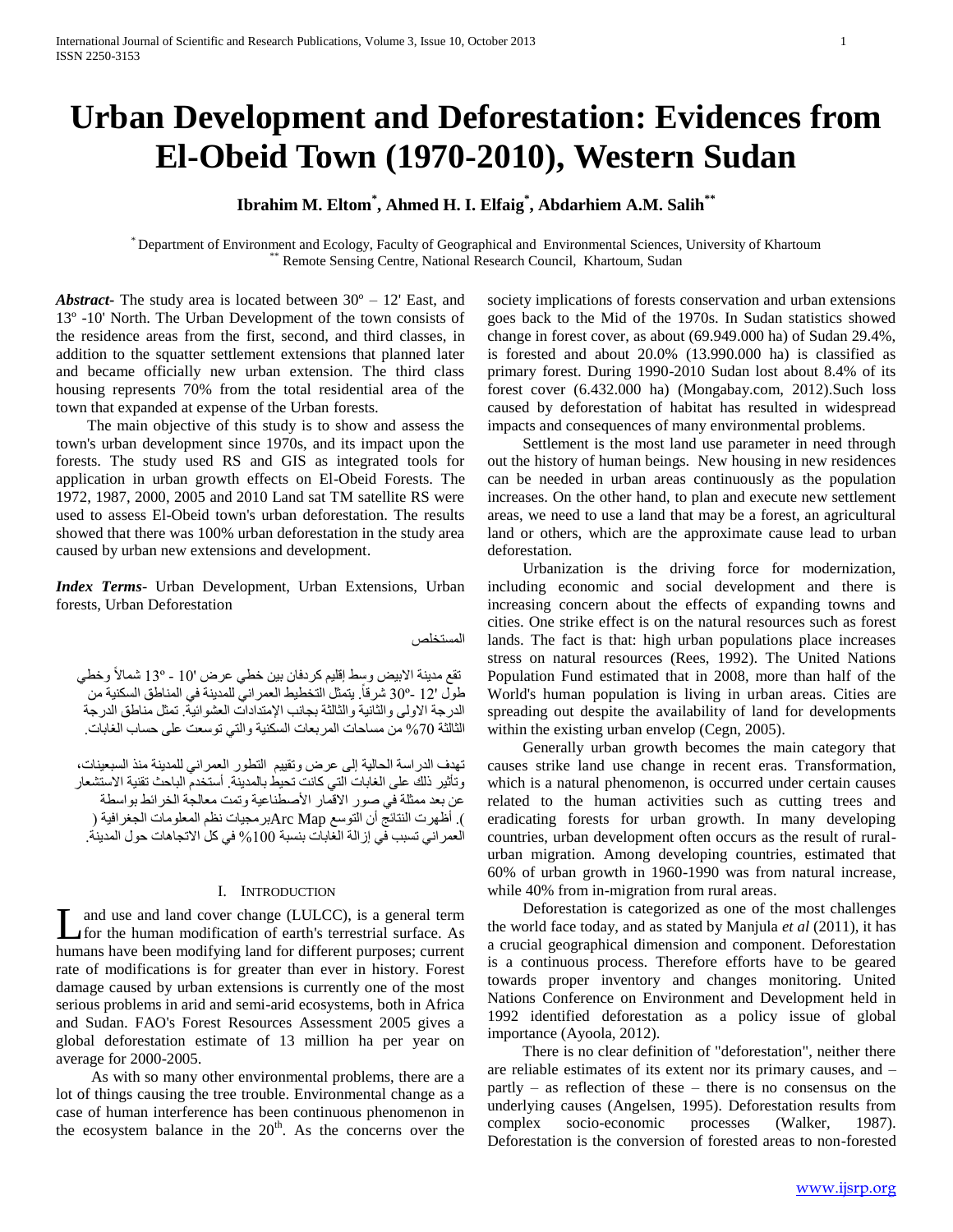# Urban Development and Deforestation: Evidences from El-Obeid Town (1970-2010), Western Sudan

**Ibrahim M. Eltom[*], Ahmed H. I. Elfaig[*], Abdarhiem A.M. Salih[**]**

[*] Department of Environment and Ecology, Faculty of Geographical and Environmental Sciences, University of Khartoum
[**] Remote Sensing Centre, National Research Council, Khartoum, Sudan

***Abstract***- The study area is located between 30º – 12' East, and 13º -10' North. The Urban Development of the town consists of the residence areas from the first, second, and third classes, in addition to the squatter settlement extensions that planned later and became officially new urban extension. The third class housing represents 70% from the total residential area of the town that expanded at expense of the Urban forests.

The main objective of this study is to show and assess the town's urban development since 1970s, and its impact upon the forests. The study used RS and GIS as integrated tools for application in urban growth effects on El-Obeid Forests. The 1972, 1987, 2000, 2005 and 2010 Land sat TM satellite RS were used to assess El-Obeid town's urban deforestation. The results showed that there was 100% urban deforestation in the study area caused by urban new extensions and development.

***Index Terms***- Urban Development, Urban Extensions, Urban forests, Urban Deforestation

المستخلص

تقع مدينة الابيض وسط إقليم كردفان بين خطي عرض '10 - 13º شمالاً وخطي طول '12 -30º شرقاً. يتمثل التخطيط العمراني للمدينة في المناطق السكنية من الدرجة الاولى والثانية والثالثة بجانب الإمتدادات العشوائية. تمثل مناطق الدرجة الثالثة 70% من مساحات المربعات السكنية والتي توسعت على حساب الغابات.

تهدف الدراسة الحالية إلى عرض وتقييم التطور العمراني للمدينة منذ السبعينات، وتأثير ذلك على الغابات التي كانت تحيط بالمدينة. أستخدم الباحث تقنية الاستشعار عن بعد ممثلة في صور الاقمار الأصطناعية وتمت معالجة الخرائط بواسطة برمجيات نظم المعلومات الجغرافية (Arc Map). أظهرت النتائج أن التوسع العمراني تسبب في إزالة الغابات بنسبة 100% في كل الاتجاهات حول المدينة.

## I. INTRODUCTION

Land use and land cover change (LULCC), is a general term for the human modification of earth's terrestrial surface. As humans have been modifying land for different purposes; current rate of modifications is for greater than ever in history. Forest damage caused by urban extensions is currently one of the most serious problems in arid and semi-arid ecosystems, both in Africa and Sudan. FAO's Forest Resources Assessment 2005 gives a global deforestation estimate of 13 million ha per year on average for 2000-2005.

As with so many other environmental problems, there are a lot of things causing the tree trouble. Environmental change as a case of human interference has been continuous phenomenon in the ecosystem balance in the 20th. As the concerns over the society implications of forests conservation and urban extensions goes back to the Mid of the 1970s. In Sudan statistics showed change in forest cover, as about (69.949.000 ha) of Sudan 29.4%, is forested and about 20.0% (13.990.000 ha) is classified as primary forest. During 1990-2010 Sudan lost about 8.4% of its forest cover (6.432.000 ha) (Mongabay.com, 2012).Such loss caused by deforestation of habitat has resulted in widespread impacts and consequences of many environmental problems.

Settlement is the most land use parameter in need through out the history of human beings. New housing in new residences can be needed in urban areas continuously as the population increases. On the other hand, to plan and execute new settlement areas, we need to use a land that may be a forest, an agricultural land or others, which are the approximate cause lead to urban deforestation.

Urbanization is the driving force for modernization, including economic and social development and there is increasing concern about the effects of expanding towns and cities. One strike effect is on the natural resources such as forest lands. The fact is that: high urban populations place increases stress on natural resources (Rees, 1992). The United Nations Population Fund estimated that in 2008, more than half of the World's human population is living in urban areas. Cities are spreading out despite the availability of land for developments within the existing urban envelop (Cegn, 2005).

Generally urban growth becomes the main category that causes strike land use change in recent eras. Transformation, which is a natural phenomenon, is occurred under certain causes related to the human activities such as cutting trees and eradicating forests for urban growth. In many developing countries, urban development often occurs as the result of rural-urban migration. Among developing countries, estimated that 60% of urban growth in 1960-1990 was from natural increase, while 40% from in-migration from rural areas.

Deforestation is categorized as one of the most challenges the world face today, and as stated by Manjula *et al* (2011), it has a crucial geographical dimension and component. Deforestation is a continuous process. Therefore efforts have to be geared towards proper inventory and changes monitoring. United Nations Conference on Environment and Development held in 1992 identified deforestation as a policy issue of global importance (Ayoola, 2012).

There is no clear definition of "deforestation", neither there are reliable estimates of its extent nor its primary causes, and – partly – as reflection of these – there is no consensus on the underlying causes (Angelsen, 1995). Deforestation results from complex socio-economic processes (Walker, 1987). Deforestation is the conversion of forested areas to non-forested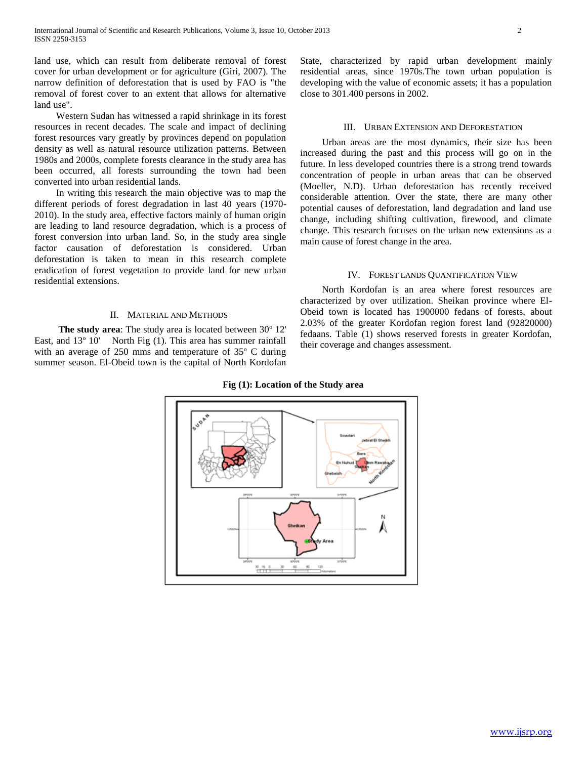land use, which can result from deliberate removal of forest cover for urban development or for agriculture (Giri, 2007). The narrow definition of deforestation that is used by FAO is "the removal of forest cover to an extent that allows for alternative land use".

Western Sudan has witnessed a rapid shrinkage in its forest resources in recent decades. The scale and impact of declining forest resources vary greatly by provinces depend on population density as well as natural resource utilization patterns. Between 1980s and 2000s, complete forests clearance in the study area has been occurred, all forests surrounding the town had been converted into urban residential lands.

In writing this research the main objective was to map the different periods of forest degradation in last 40 years (1970-2010). In the study area, effective factors mainly of human origin are leading to land resource degradation, which is a process of forest conversion into urban land. So, in the study area single factor causation of deforestation is considered. Urban deforestation is taken to mean in this research complete eradication of forest vegetation to provide land for new urban residential extensions.

## II. Material and Methods

**The study area**: The study area is located between 30º 12' East, and 13º 10' North Fig (1). This area has summer rainfall with an average of 250 mms and temperature of 35º C during summer season. El-Obeid town is the capital of North Kordofan State, characterized by rapid urban development mainly residential areas, since 1970s.The town urban population is developing with the value of economic assets; it has a population close to 301.400 persons in 2002.

## III. Urban Extension and Deforestation

Urban areas are the most dynamics, their size has been increased during the past and this process will go on in the future. In less developed countries there is a strong trend towards concentration of people in urban areas that can be observed (Moeller, N.D). Urban deforestation has recently received considerable attention. Over the state, there are many other potential causes of deforestation, land degradation and land use change, including shifting cultivation, firewood, and climate change. This research focuses on the urban new extensions as a main cause of forest change in the area.

## IV. Forest Lands Quantification View

North Kordofan is an area where forest resources are characterized by over utilization. Sheikan province where El-Obeid town is located has 1900000 fedans of forests, about 2.03% of the greater Kordofan region forest land (92820000) fedaans. Table (1) shows reserved forests in greater Kordofan, their coverage and changes assessment.

**Fig (1): Location of the Study area**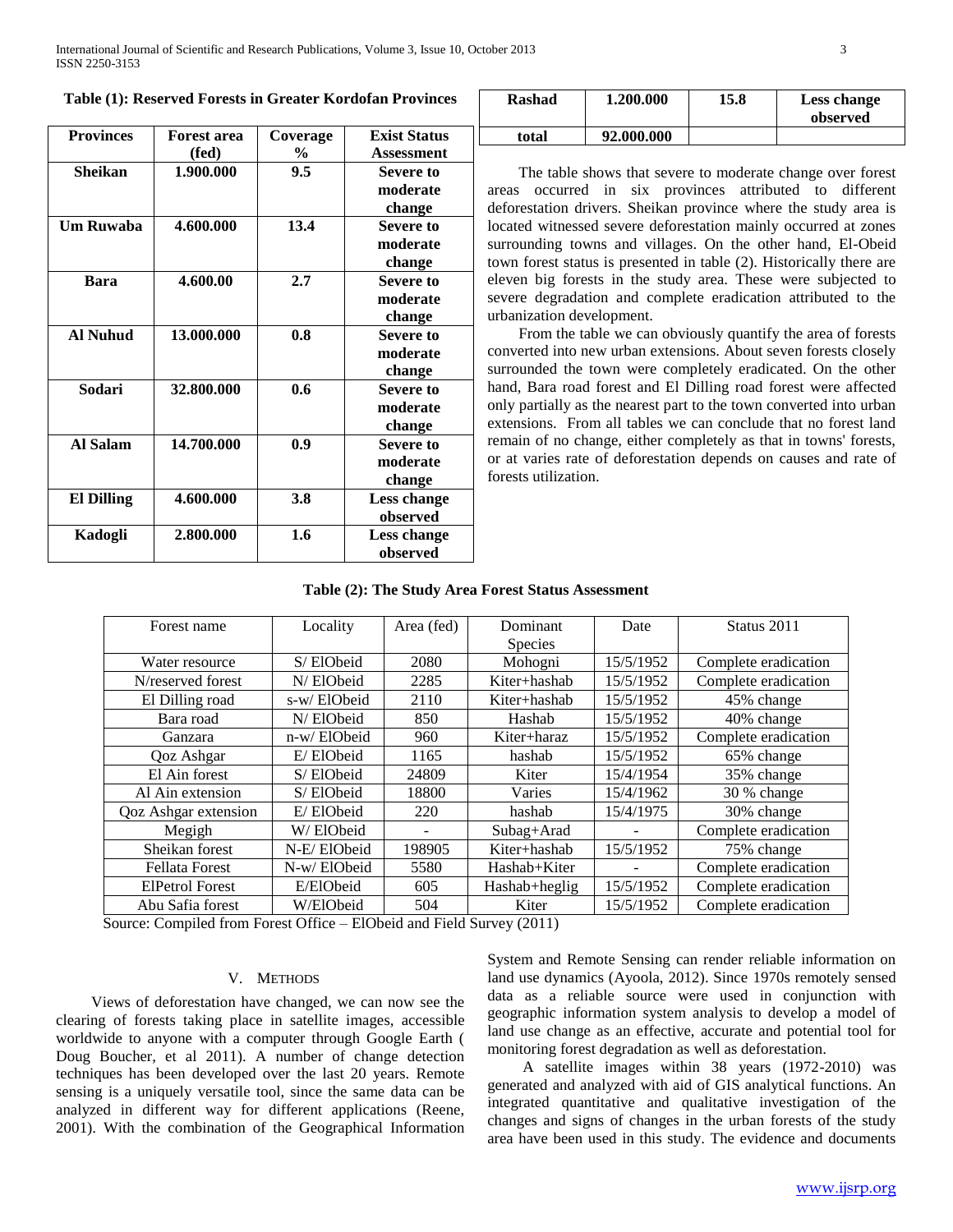**Table (1): Reserved Forests in Greater Kordofan Provinces**

| Provinces | Forest area (fed) | Coverage % | Exist Status Assessment |
|---|---|---|---|
| Sheikan | 1.900.000 | 9.5 | Severe to moderate change |
| Um Ruwaba | 4.600.000 | 13.4 | Severe to moderate change |
| Bara | 4.600.00 | 2.7 | Severe to moderate change |
| Al Nuhud | 13.000.000 | 0.8 | Severe to moderate change |
| Sodari | 32.800.000 | 0.6 | Severe to moderate change |
| Al Salam | 14.700.000 | 0.9 | Severe to moderate change |
| El Dilling | 4.600.000 | 3.8 | Less change observed |
| Kadogli | 2.800.000 | 1.6 | Less change observed |
| Rashad | 1.200.000 | 15.8 | Less change observed |
| total | 92.000.000 | | |

The table shows that severe to moderate change over forest areas occurred in six provinces attributed to different deforestation drivers. Sheikan province where the study area is located witnessed severe deforestation mainly occurred at zones surrounding towns and villages. On the other hand, El-Obeid town forest status is presented in table (2). Historically there are eleven big forests in the study area. These were subjected to severe degradation and complete eradication attributed to the urbanization development.

From the table we can obviously quantify the area of forests converted into new urban extensions. About seven forests closely surrounded the town were completely eradicated. On the other hand, Bara road forest and El Dilling road forest were affected only partially as the nearest part to the town converted into urban extensions. From all tables we can conclude that no forest land remain of no change, either completely as that in towns' forests, or at varies rate of deforestation depends on causes and rate of forests utilization.

**Table (2): The Study Area Forest Status Assessment**

| Forest name | Locality | Area (fed) | Dominant Species | Date | Status 2011 |
|---|---|---|---|---|---|
| Water resource | S/ ElObeid | 2080 | Mohogni | 15/5/1952 | Complete eradication |
| N/reserved forest | N/ ElObeid | 2285 | Kiter+hashab | 15/5/1952 | Complete eradication |
| El Dilling road | s-w/ ElObeid | 2110 | Kiter+hashab | 15/5/1952 | 45% change |
| Bara road | N/ ElObeid | 850 | Hashab | 15/5/1952 | 40% change |
| Ganzara | n-w/ ElObeid | 960 | Kiter+haraz | 15/5/1952 | Complete eradication |
| Qoz Ashgar | E/ ElObeid | 1165 | hashab | 15/5/1952 | 65% change |
| El Ain forest | S/ ElObeid | 24809 | Kiter | 15/4/1954 | 35% change |
| Al Ain extension | S/ ElObeid | 18800 | Varies | 15/4/1962 | 30 % change |
| Qoz Ashgar extension | E/ ElObeid | 220 | hashab | 15/4/1975 | 30% change |
| Megigh | W/ ElObeid | - | Subag+Arad | - | Complete eradication |
| Sheikan forest | N-E/ ElObeid | 198905 | Kiter+hashab | 15/5/1952 | 75% change |
| Fellata Forest | N-w/ ElObeid | 5580 | Hashab+Kiter | - | Complete eradication |
| ElPetrol Forest | E/ElObeid | 605 | Hashab+heglig | 15/5/1952 | Complete eradication |
| Abu Safia forest | W/ElObeid | 504 | Kiter | 15/5/1952 | Complete eradication |

Source: Compiled from Forest Office – ElObeid and Field Survey (2011)

## V. Methods

Views of deforestation have changed, we can now see the clearing of forests taking place in satellite images, accessible worldwide to anyone with a computer through Google Earth ( Doug Boucher, et al 2011). A number of change detection techniques has been developed over the last 20 years. Remote sensing is a uniquely versatile tool, since the same data can be analyzed in different way for different applications (Reene, 2001). With the combination of the Geographical Information System and Remote Sensing can render reliable information on land use dynamics (Ayoola, 2012). Since 1970s remotely sensed data as a reliable source were used in conjunction with geographic information system analysis to develop a model of land use change as an effective, accurate and potential tool for monitoring forest degradation as well as deforestation.

A satellite images within 38 years (1972-2010) was generated and analyzed with aid of GIS analytical functions. An integrated quantitative and qualitative investigation of the changes and signs of changes in the urban forests of the study area have been used in this study. The evidence and documents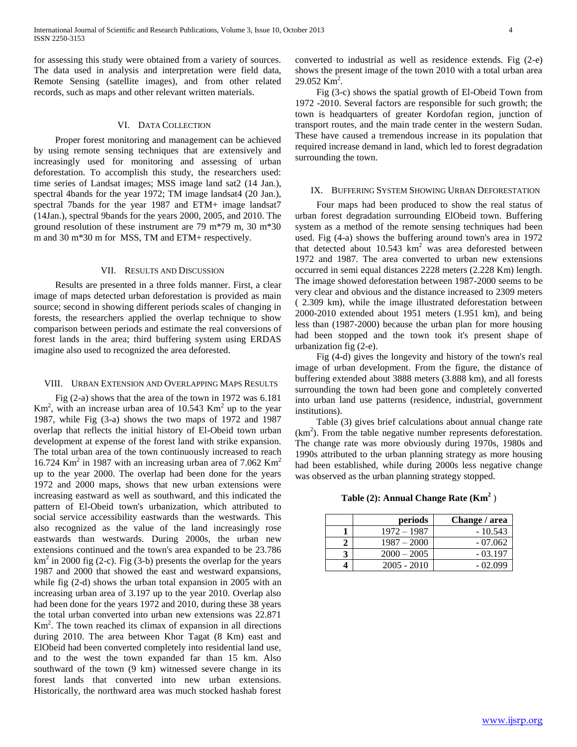for assessing this study were obtained from a variety of sources. The data used in analysis and interpretation were field data, Remote Sensing (satellite images), and from other related records, such as maps and other relevant written materials.

## VI. Data Collection

Proper forest monitoring and management can be achieved by using remote sensing techniques that are extensively and increasingly used for monitoring and assessing of urban deforestation. To accomplish this study, the researchers used: time series of Landsat images; MSS image land sat2 (14 Jan.), spectral 4bands for the year 1972; TM image landsat4 (20 Jan.), spectral 7bands for the year 1987 and ETM+ image landsat7 (14Jan.), spectral 9bands for the years 2000, 2005, and 2010. The ground resolution of these instrument are 79 m*79 m, 30 m*30 m and 30 m*30 m for MSS, TM and ETM+ respectively.

## VII. Results and Discussion

Results are presented in a three folds manner. First, a clear image of maps detected urban deforestation is provided as main source; second in showing different periods scales of changing in forests, the researchers applied the overlap technique to show comparison between periods and estimate the real conversions of forest lands in the area; third buffering system using ERDAS imagine also used to recognized the area deforested.

## VIII. Urban Extension and Overlapping Maps Results

Fig (2-a) shows that the area of the town in 1972 was 6.181 $Km^2$, with an increase urban area of 10.543 $Km^2$ up to the year 1987, while Fig (3-a) shows the two maps of 1972 and 1987 overlap that reflects the initial history of El-Obeid town urban development at expense of the forest land with strike expansion. The total urban area of the town continuously increased to reach 16.724 $Km^2$ in 1987 with an increasing urban area of 7.062 $Km^2$ up to the year 2000. The overlap had been done for the years 1972 and 2000 maps, shows that new urban extensions were increasing eastward as well as southward, and this indicated the pattern of El-Obeid town's urbanization, which attributed to social service accessibility eastwards than the westwards. This also recognized as the value of the land increasingly rose eastwards than westwards. During 2000s, the urban new extensions continued and the town's area expanded to be 23.786 $km^2$ in 2000 fig (2-c). Fig (3-b) presents the overlap for the years 1987 and 2000 that showed the east and westward expansions, while fig (2-d) shows the urban total expansion in 2005 with an increasing urban area of 3.197 up to the year 2010. Overlap also had been done for the years 1972 and 2010, during these 38 years the total urban converted into urban new extensions was 22.871 $Km^2$. The town reached its climax of expansion in all directions during 2010. The area between Khor Tagat (8 Km) east and ElObeid had been converted completely into residential land use, and to the west the town expanded far than 15 km. Also southward of the town (9 km) witnessed severe change in its forest lands that converted into new urban extensions. Historically, the northward area was much stocked hashab forest converted to industrial as well as residence extends. Fig (2-e) shows the present image of the town 2010 with a total urban area 29.052 $Km^2$.

Fig (3-c) shows the spatial growth of El-Obeid Town from 1972 -2010. Several factors are responsible for such growth; the town is headquarters of greater Kordofan region, junction of transport routes, and the main trade center in the western Sudan. These have caused a tremendous increase in its population that required increase demand in land, which led to forest degradation surrounding the town.

## IX. Buffering System Showing Urban Deforestation

Four maps had been produced to show the real status of urban forest degradation surrounding ElObeid town. Buffering system as a method of the remote sensing techniques had been used. Fig (4-a) shows the buffering around town's area in 1972 that detected about 10.543 $km^2$ was area deforested between 1972 and 1987. The area converted to urban new extensions occurred in semi equal distances 2228 meters (2.228 Km) length. The image showed deforestation between 1987-2000 seems to be very clear and obvious and the distance increased to 2309 meters ( 2.309 km), while the image illustrated deforestation between 2000-2010 extended about 1951 meters (1.951 km), and being less than (1987-2000) because the urban plan for more housing had been stopped and the town took it's present shape of urbanization fig (2-e).

Fig (4-d) gives the longevity and history of the town's real image of urban development. From the figure, the distance of buffering extended about 3888 meters (3.888 km), and all forests surrounding the town had been gone and completely converted into urban land use patterns (residence, industrial, government institutions).

Table (3) gives brief calculations about annual change rate ($km^2$). From the table negative number represents deforestation. The change rate was more obviously during 1970s, 1980s and 1990s attributed to the urban planning strategy as more housing had been established, while during 2000s less negative change was observed as the urban planning strategy stopped.

**Table (2): Annual Change Rate ($Km^2$)**

| | periods | Change / area |
|---|---|---|
| **1** | 1972 – 1987 | - 10.543 |
| **2** | 1987 – 2000 | - 07.062 |
| **3** | 2000 – 2005 | - 03.197 |
| **4** | 2005 - 2010 | - 02.099 |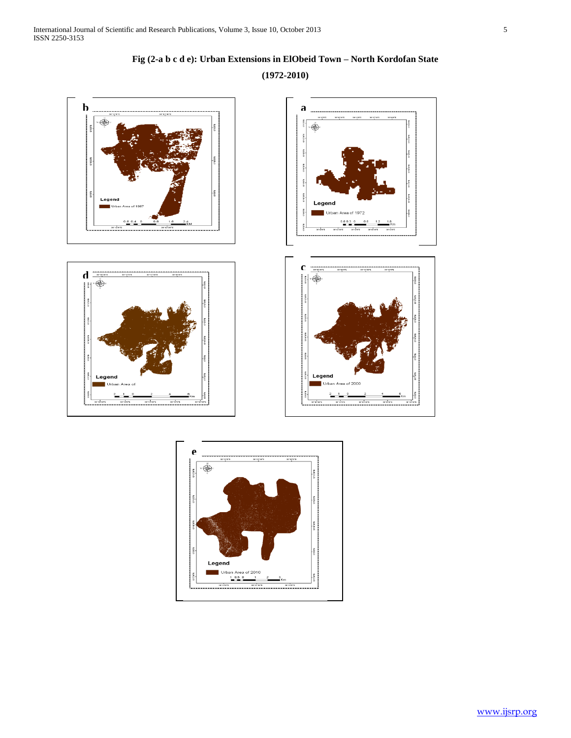**Fig (2-a b c d e): Urban Extensions in ElObeid Town – North Kordofan State**

**(1972-2010)**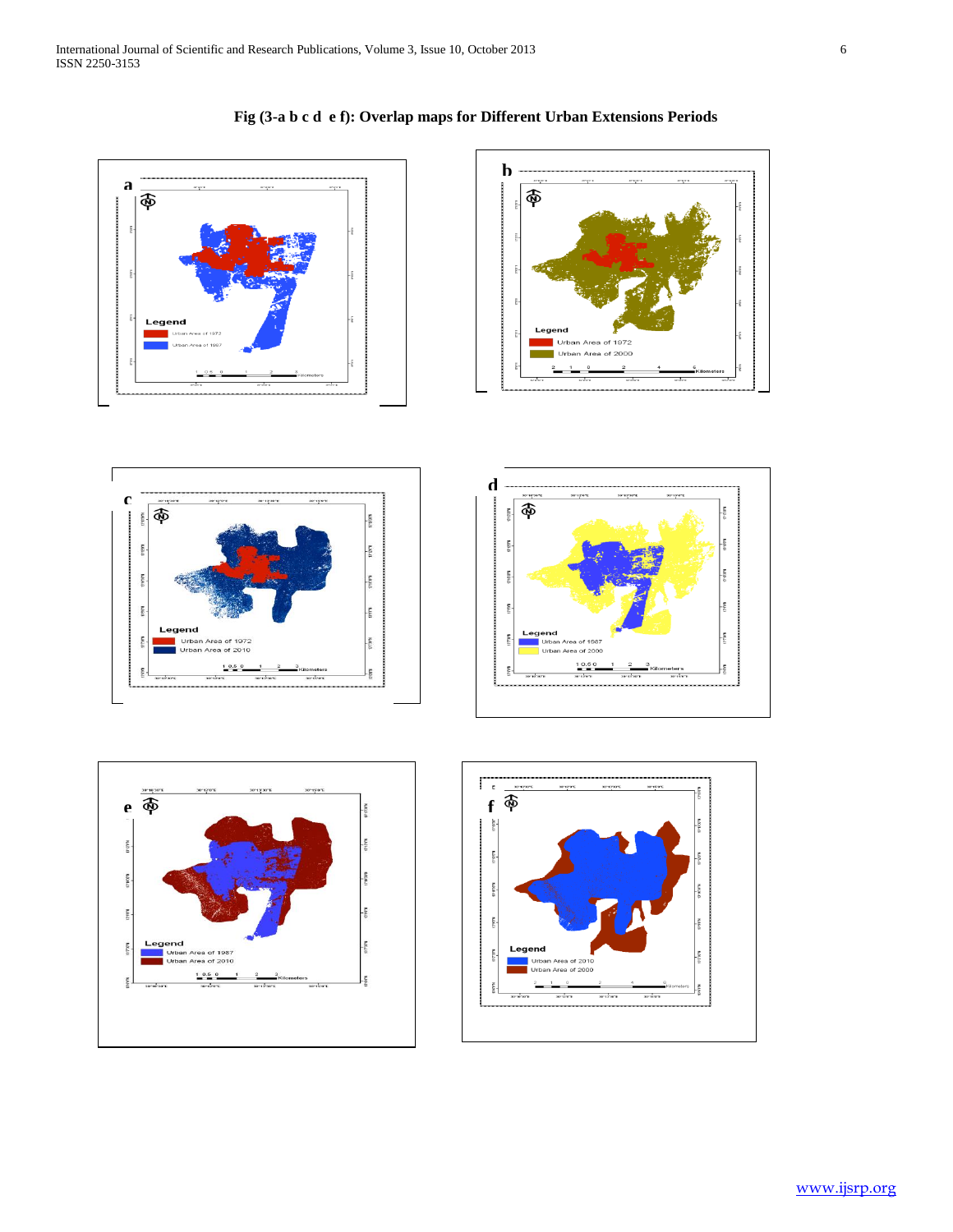**Fig (3-a b c d e f): Overlap maps for Different Urban Extensions Periods**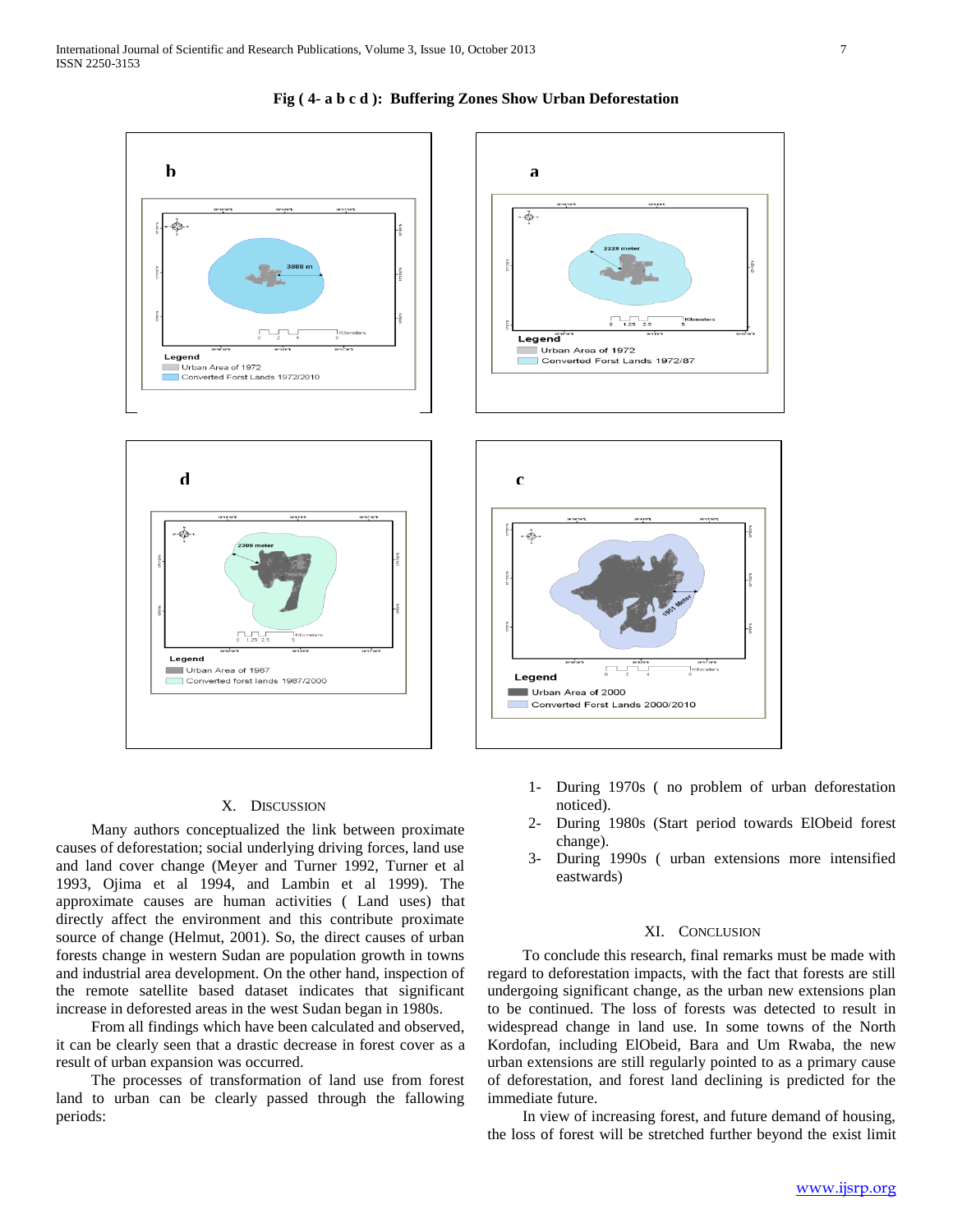**Fig ( 4- a b c d ): Buffering Zones Show Urban Deforestation**

## X. Discussion

Many authors conceptualized the link between proximate causes of deforestation; social underlying driving forces, land use and land cover change (Meyer and Turner 1992, Turner et al 1993, Ojima et al 1994, and Lambin et al 1999). The approximate causes are human activities ( Land uses) that directly affect the environment and this contribute proximate source of change (Helmut, 2001). So, the direct causes of urban forests change in western Sudan are population growth in towns and industrial area development. On the other hand, inspection of the remote satellite based dataset indicates that significant increase in deforested areas in the west Sudan began in 1980s.

From all findings which have been calculated and observed, it can be clearly seen that a drastic decrease in forest cover as a result of urban expansion was occurred.

The processes of transformation of land use from forest land to urban can be clearly passed through the fallowing periods:

1- During 1970s ( no problem of urban deforestation noticed).
2- During 1980s (Start period towards ElObeid forest change).
3- During 1990s ( urban extensions more intensified eastwards)

## XI. Conclusion

To conclude this research, final remarks must be made with regard to deforestation impacts, with the fact that forests are still undergoing significant change, as the urban new extensions plan to be continued. The loss of forests was detected to result in widespread change in land use. In some towns of the North Kordofan, including ElObeid, Bara and Um Rwaba, the new urban extensions are still regularly pointed to as a primary cause of deforestation, and forest land declining is predicted for the immediate future.

In view of increasing forest, and future demand of housing, the loss of forest will be stretched further beyond the exist limit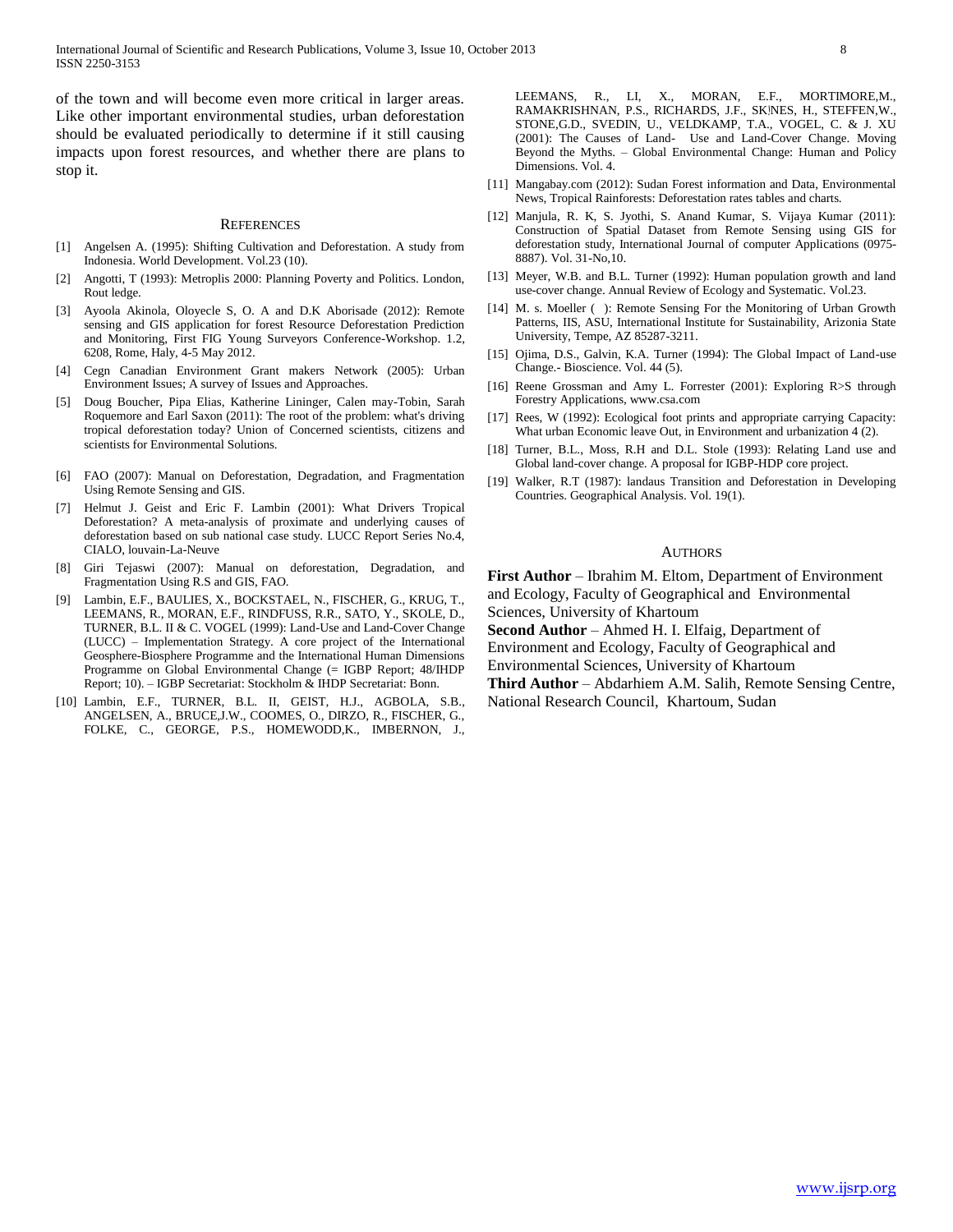of the town and will become even more critical in larger areas. Like other important environmental studies, urban deforestation should be evaluated periodically to determine if it still causing impacts upon forest resources, and whether there are plans to stop it.

## REFERENCES

[1] Angelsen A. (1995): Shifting Cultivation and Deforestation. A study from Indonesia. World Development. Vol.23 (10).

[2] Angotti, T (1993): Metroplis 2000: Planning Poverty and Politics. London, Rout ledge.

[3] Ayoola Akinola, Oloyecle S, O. A and D.K Aborisade (2012): Remote sensing and GIS application for forest Resource Deforestation Prediction and Monitoring, First FIG Young Surveyors Conference-Workshop. 1.2, 6208, Rome, Haly, 4-5 May 2012.

[4] Cegn Canadian Environment Grant makers Network (2005): Urban Environment Issues; A survey of Issues and Approaches.

[5] Doug Boucher, Pipa Elias, Katherine Lininger, Calen may-Tobin, Sarah Roquemore and Earl Saxon (2011): The root of the problem: what's driving tropical deforestation today? Union of Concerned scientists, citizens and scientists for Environmental Solutions.

[6] FAO (2007): Manual on Deforestation, Degradation, and Fragmentation Using Remote Sensing and GIS.

[7] Helmut J. Geist and Eric F. Lambin (2001): What Drivers Tropical Deforestation? A meta-analysis of proximate and underlying causes of deforestation based on sub national case study. LUCC Report Series No.4, CIALO, louvain-La-Neuve

[8] Giri Tejaswi (2007): Manual on deforestation, Degradation, and Fragmentation Using R.S and GIS, FAO.

[9] Lambin, E.F., BAULIES, X., BOCKSTAEL, N., FISCHER, G., KRUG, T., LEEMANS, R., MORAN, E.F., RINDFUSS, R.R., SATO, Y., SKOLE, D., TURNER, B.L. II & C. VOGEL (1999): Land-Use and Land-Cover Change (LUCC) – Implementation Strategy. A core project of the International Geosphere-Biosphere Programme and the International Human Dimensions Programme on Global Environmental Change (= IGBP Report; 48/IHDP Report; 10). – IGBP Secretariat: Stockholm & IHDP Secretariat: Bonn.

[10] Lambin, E.F., TURNER, B.L. II, GEIST, H.J., AGBOLA, S.B., ANGELSEN, A., BRUCE,J.W., COOMES, O., DIRZO, R., FISCHER, G., FOLKE, C., GEORGE, P.S., HOMEWODD,K., IMBERNON, J., LEEMANS, R., LI, X., MORAN, E.F., MORTIMORE,M., RAMAKRISHNAN, P.S., RICHARDS, J.F., SK!NES, H., STEFFEN,W., STONE,G.D., SVEDIN, U., VELDKAMP, T.A., VOGEL, C. & J. XU (2001): The Causes of Land- Use and Land-Cover Change. Moving Beyond the Myths. – Global Environmental Change: Human and Policy Dimensions. Vol. 4.

[11] Mangabay.com (2012): Sudan Forest information and Data, Environmental News, Tropical Rainforests: Deforestation rates tables and charts.

[12] Manjula, R. K, S. Jyothi, S. Anand Kumar, S. Vijaya Kumar (2011): Construction of Spatial Dataset from Remote Sensing using GIS for deforestation study, International Journal of computer Applications (0975-8887). Vol. 31-No,10.

[13] Meyer, W.B. and B.L. Turner (1992): Human population growth and land use-cover change. Annual Review of Ecology and Systematic. Vol.23.

[14] M. s. Moeller ( ): Remote Sensing For the Monitoring of Urban Growth Patterns, IIS, ASU, International Institute for Sustainability, Arizonia State University, Tempe, AZ 85287-3211.

[15] Ojima, D.S., Galvin, K.A. Turner (1994): The Global Impact of Land-use Change.- Bioscience. Vol. 44 (5).

[16] Reene Grossman and Amy L. Forrester (2001): Exploring R>S through Forestry Applications, www.csa.com

[17] Rees, W (1992): Ecological foot prints and appropriate carrying Capacity: What urban Economic leave Out, in Environment and urbanization 4 (2).

[18] Turner, B.L., Moss, R.H and D.L. Stole (1993): Relating Land use and Global land-cover change. A proposal for IGBP-HDP core project.

[19] Walker, R.T (1987): landaus Transition and Deforestation in Developing Countries. Geographical Analysis. Vol. 19(1).

## AUTHORS

**First Author** – Ibrahim M. Eltom, Department of Environment and Ecology, Faculty of Geographical and Environmental Sciences, University of Khartoum

**Second Author** – Ahmed H. I. Elfaig, Department of Environment and Ecology, Faculty of Geographical and Environmental Sciences, University of Khartoum

**Third Author** – Abdarhiem A.M. Salih, Remote Sensing Centre, National Research Council, Khartoum, Sudan